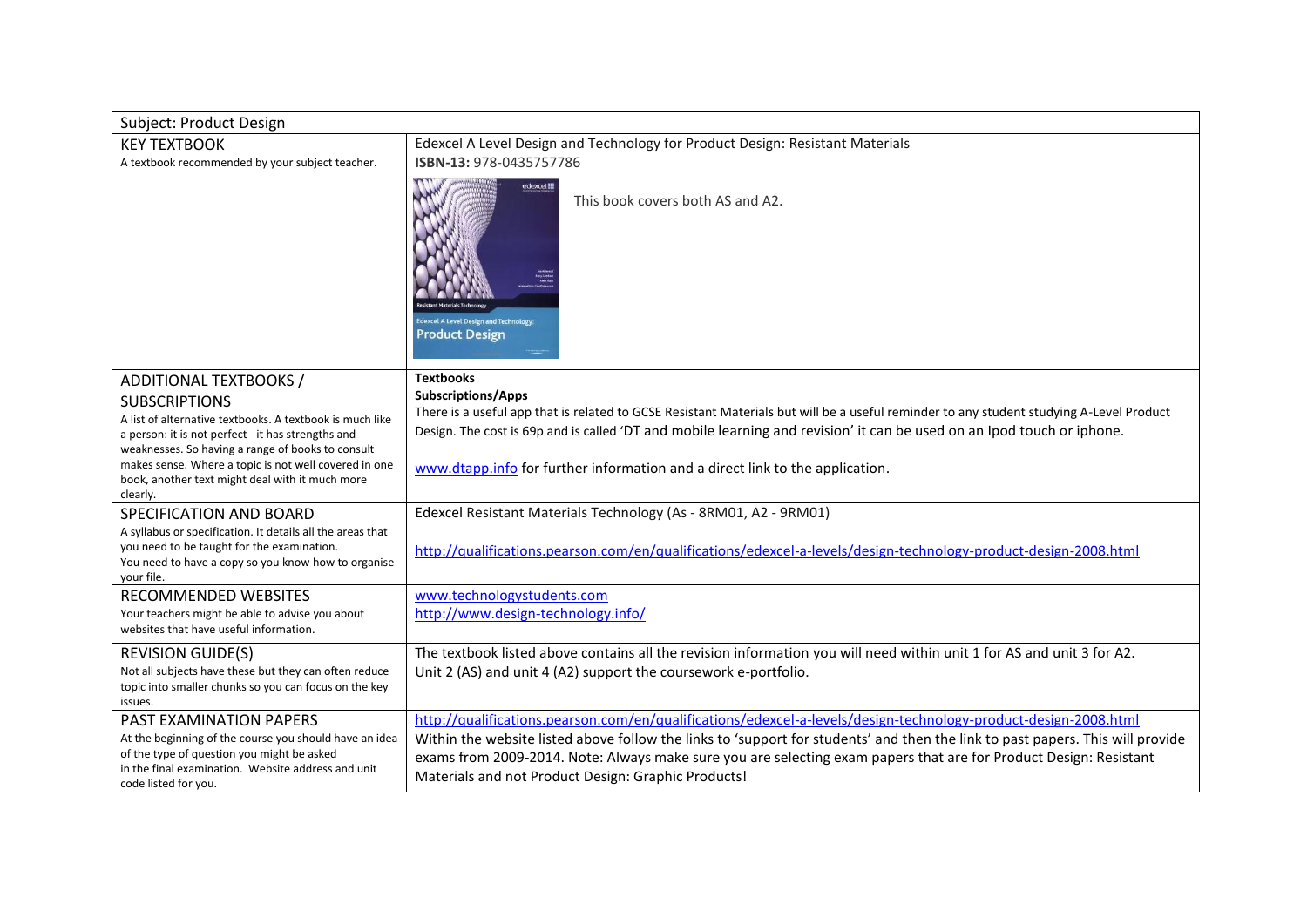| Subject: Product Design | |
|---|---|
| KEY TEXTBOOK<br>A textbook recommended by your subject teacher. | Edexcel A Level Design and Technology for Product Design: Resistant Materials<br>**ISBN-13:** 978-0435757786<br>This book covers both AS and A2. |
| ADDITIONAL TEXTBOOKS / SUBSCRIPTIONS<br>A list of alternative textbooks. A textbook is much like a person: it is not perfect - it has strengths and weaknesses. So having a range of books to consult makes sense. Where a topic is not well covered in one book, another text might deal with it much more clearly. | **Textbooks**<br>**Subscriptions/Apps**<br>There is a useful app that is related to GCSE Resistant Materials but will be a useful reminder to any student studying A-Level Product Design. The cost is 69p and is called 'DT and mobile learning and revision' it can be used on an Ipod touch or iphone.<br><br>www.dtapp.info for further information and a direct link to the application. |
| SPECIFICATION AND BOARD<br>A syllabus or specification. It details all the areas that you need to be taught for the examination.<br>You need to have a copy so you know how to organise your file. | Edexcel Resistant Materials Technology (As - 8RM01, A2 - 9RM01)<br><br>http://qualifications.pearson.com/en/qualifications/edexcel-a-levels/design-technology-product-design-2008.html |
| RECOMMENDED WEBSITES<br>Your teachers might be able to advise you about websites that have useful information. | www.technologystudents.com<br>http://www.design-technology.info/ |
| REVISION GUIDE(S)<br>Not all subjects have these but they can often reduce topic into smaller chunks so you can focus on the key issues. | The textbook listed above contains all the revision information you will need within unit 1 for AS and unit 3 for A2.<br>Unit 2 (AS) and unit 4 (A2) support the coursework e-portfolio. |
| PAST EXAMINATION PAPERS<br>At the beginning of the course you should have an idea of the type of question you might be asked in the final examination. Website address and unit code listed for you. | http://qualifications.pearson.com/en/qualifications/edexcel-a-levels/design-technology-product-design-2008.html<br>Within the website listed above follow the links to 'support for students' and then the link to past papers. This will provide exams from 2009-2014. Note: Always make sure you are selecting exam papers that are for Product Design: Resistant Materials and not Product Design: Graphic Products! |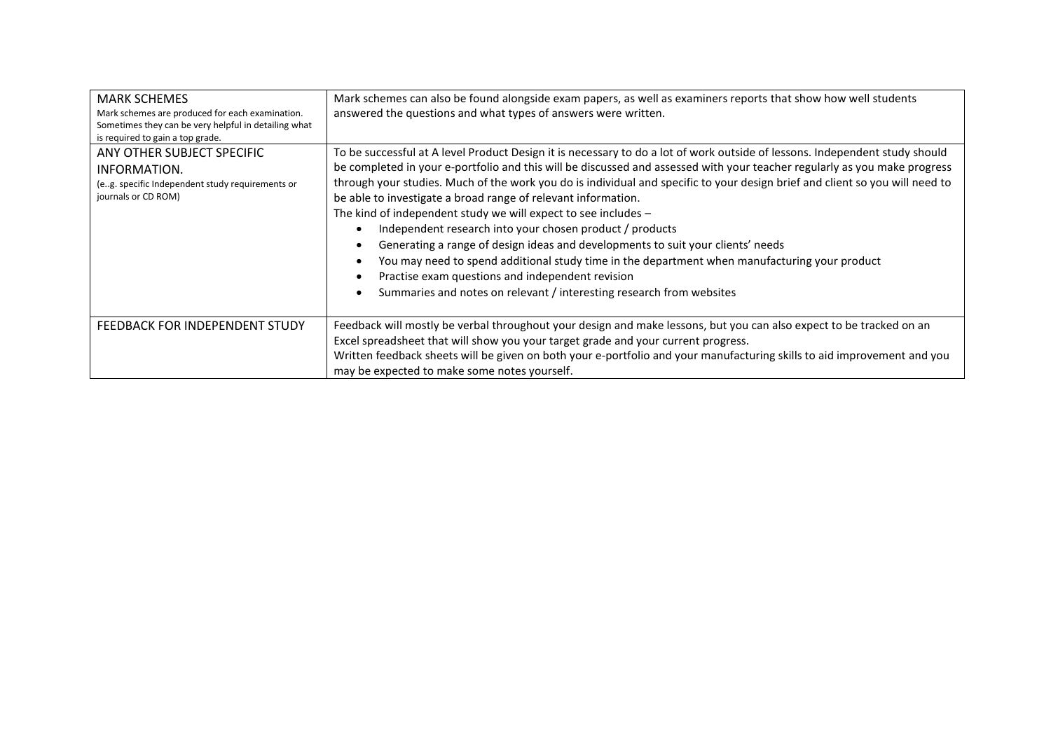| | |
|---|---|
| MARK SCHEMES<br>Mark schemes are produced for each examination. Sometimes they can be very helpful in detailing what is required to gain a top grade. | Mark schemes can also be found alongside exam papers, as well as examiners reports that show how well students answered the questions and what types of answers were written. |
| ANY OTHER SUBJECT SPECIFIC INFORMATION.<br>(e..g. specific Independent study requirements or journals or CD ROM) | To be successful at A level Product Design it is necessary to do a lot of work outside of lessons. Independent study should be completed in your e-portfolio and this will be discussed and assessed with your teacher regularly as you make progress through your studies. Much of the work you do is individual and specific to your design brief and client so you will need to be able to investigate a broad range of relevant information.<br>The kind of independent study we will expect to see includes –<br>• Independent research into your chosen product / products<br>• Generating a range of design ideas and developments to suit your clients' needs<br>• You may need to spend additional study time in the department when manufacturing your product<br>• Practise exam questions and independent revision<br>• Summaries and notes on relevant / interesting research from websites |
| FEEDBACK FOR INDEPENDENT STUDY | Feedback will mostly be verbal throughout your design and make lessons, but you can also expect to be tracked on an Excel spreadsheet that will show you your target grade and your current progress.<br>Written feedback sheets will be given on both your e-portfolio and your manufacturing skills to aid improvement and you may be expected to make some notes yourself. |